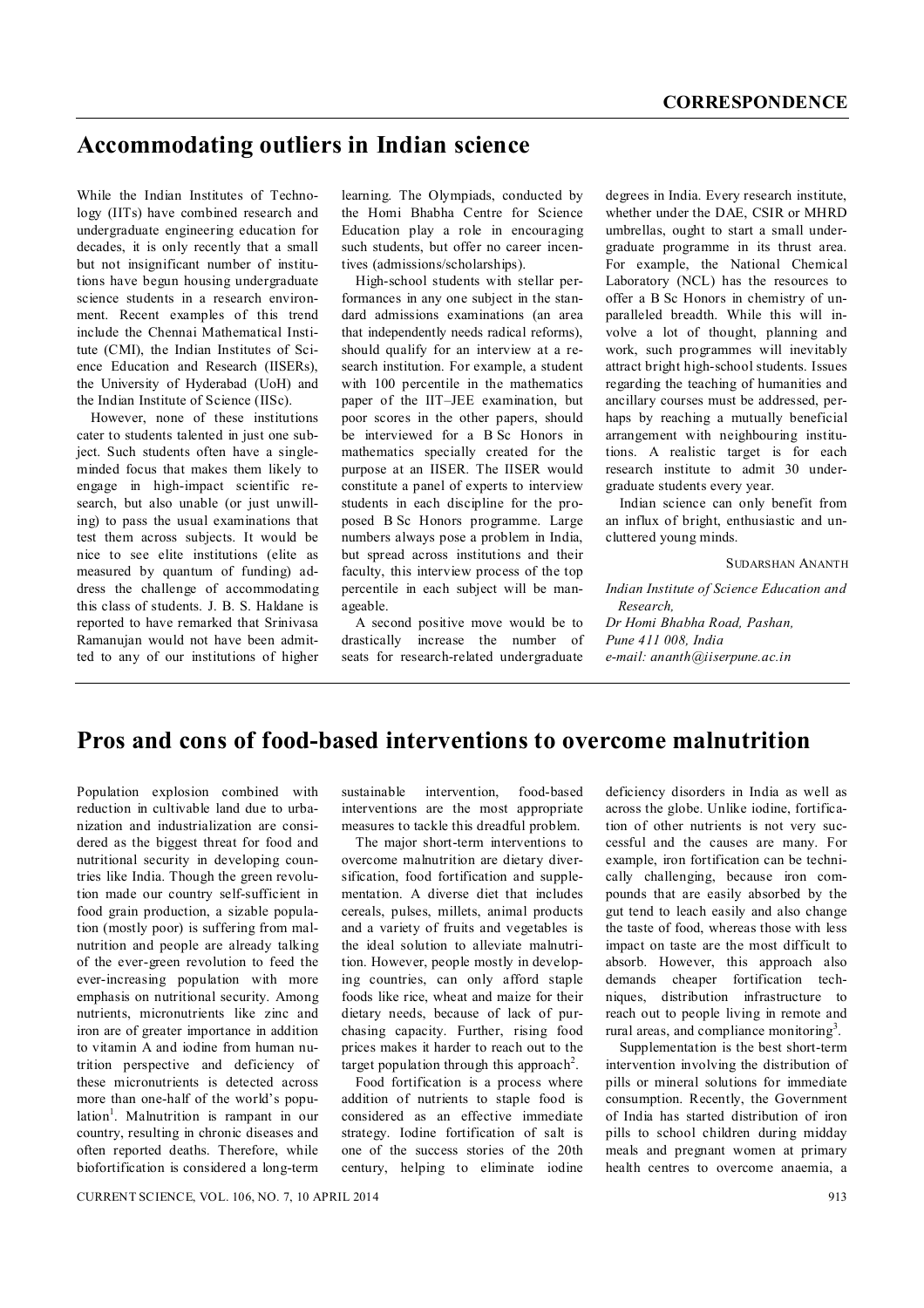## CORRESPONDENCE

# Accommodating outliers in Indian science

While the Indian Institutes of Technology (IITs) have combined research and undergraduate engineering education for decades, it is only recently that a small but not insignificant number of institutions have begun housing undergraduate science students in a research environment. Recent examples of this trend include the Chennai Mathematical Institute (CMI), the Indian Institutes of Science Education and Research (IISERs), the University of Hyderabad (UoH) and the Indian Institute of Science (IISc).

However, none of these institutions cater to students talented in just one subject. Such students often have a single-minded focus that makes them likely to engage in high-impact scientific research, but also unable (or just unwilling) to pass the usual examinations that test them across subjects. It would be nice to see elite institutions (elite as measured by quantum of funding) address the challenge of accommodating this class of students. J. B. S. Haldane is reported to have remarked that Srinivasa Ramanujan would not have been admitted to any of our institutions of higher learning. The Olympiads, conducted by the Homi Bhabha Centre for Science Education play a role in encouraging such students, but offer no career incentives (admissions/scholarships).

High-school students with stellar performances in any one subject in the standard admissions examinations (an area that independently needs radical reforms), should qualify for an interview at a research institution. For example, a student with 100 percentile in the mathematics paper of the IIT–JEE examination, but poor scores in the other papers, should be interviewed for a B Sc Honors in mathematics specially created for the purpose at an IISER. The IISER would constitute a panel of experts to interview students in each discipline for the proposed B Sc Honors programme. Large numbers always pose a problem in India, but spread across institutions and their faculty, this interview process of the top percentile in each subject will be manageable.

A second positive move would be to drastically increase the number of seats for research-related undergraduate degrees in India. Every research institute, whether under the DAE, CSIR or MHRD umbrellas, ought to start a small undergraduate programme in its thrust area. For example, the National Chemical Laboratory (NCL) has the resources to offer a B Sc Honors in chemistry of unparalleled breadth. While this will involve a lot of thought, planning and work, such programmes will inevitably attract bright high-school students. Issues regarding the teaching of humanities and ancillary courses must be addressed, perhaps by reaching a mutually beneficial arrangement with neighbouring institutions. A realistic target is for each research institute to admit 30 undergraduate students every year.

Indian science can only benefit from an influx of bright, enthusiastic and uncluttered young minds.

SUDARSHAN ANANTH

*Indian Institute of Science Education and Research,*
*Dr Homi Bhabha Road, Pashan,*
*Pune 411 008, India*
*e-mail: ananth@iiserpune.ac.in*

# Pros and cons of food-based interventions to overcome malnutrition

Population explosion combined with reduction in cultivable land due to urbanization and industrialization are considered as the biggest threat for food and nutritional security in developing countries like India. Though the green revolution made our country self-sufficient in food grain production, a sizable population (mostly poor) is suffering from malnutrition and people are already talking of the ever-green revolution to feed the ever-increasing population with more emphasis on nutritional security. Among nutrients, micronutrients like zinc and iron are of greater importance in addition to vitamin A and iodine from human nutrition perspective and deficiency of these micronutrients is detected across more than one-half of the world's population[1]. Malnutrition is rampant in our country, resulting in chronic diseases and often reported deaths. Therefore, while biofortification is considered a long-term sustainable intervention, food-based interventions are the most appropriate measures to tackle this dreadful problem.

The major short-term interventions to overcome malnutrition are dietary diversification, food fortification and supplementation. A diverse diet that includes cereals, pulses, millets, animal products and a variety of fruits and vegetables is the ideal solution to alleviate malnutrition. However, people mostly in developing countries, can only afford staple foods like rice, wheat and maize for their dietary needs, because of lack of purchasing capacity. Further, rising food prices makes it harder to reach out to the target population through this approach[2].

Food fortification is a process where addition of nutrients to staple food is considered as an effective immediate strategy. Iodine fortification of salt is one of the success stories of the 20th century, helping to eliminate iodine deficiency disorders in India as well as across the globe. Unlike iodine, fortification of other nutrients is not very successful and the causes are many. For example, iron fortification can be technically challenging, because iron compounds that are easily absorbed by the gut tend to leach easily and also change the taste of food, whereas those with less impact on taste are the most difficult to absorb. However, this approach also demands cheaper fortification techniques, distribution infrastructure to reach out to people living in remote and rural areas, and compliance monitoring[3].

Supplementation is the best short-term intervention involving the distribution of pills or mineral solutions for immediate consumption. Recently, the Government of India has started distribution of iron pills to school children during midday meals and pregnant women at primary health centres to overcome anaemia, a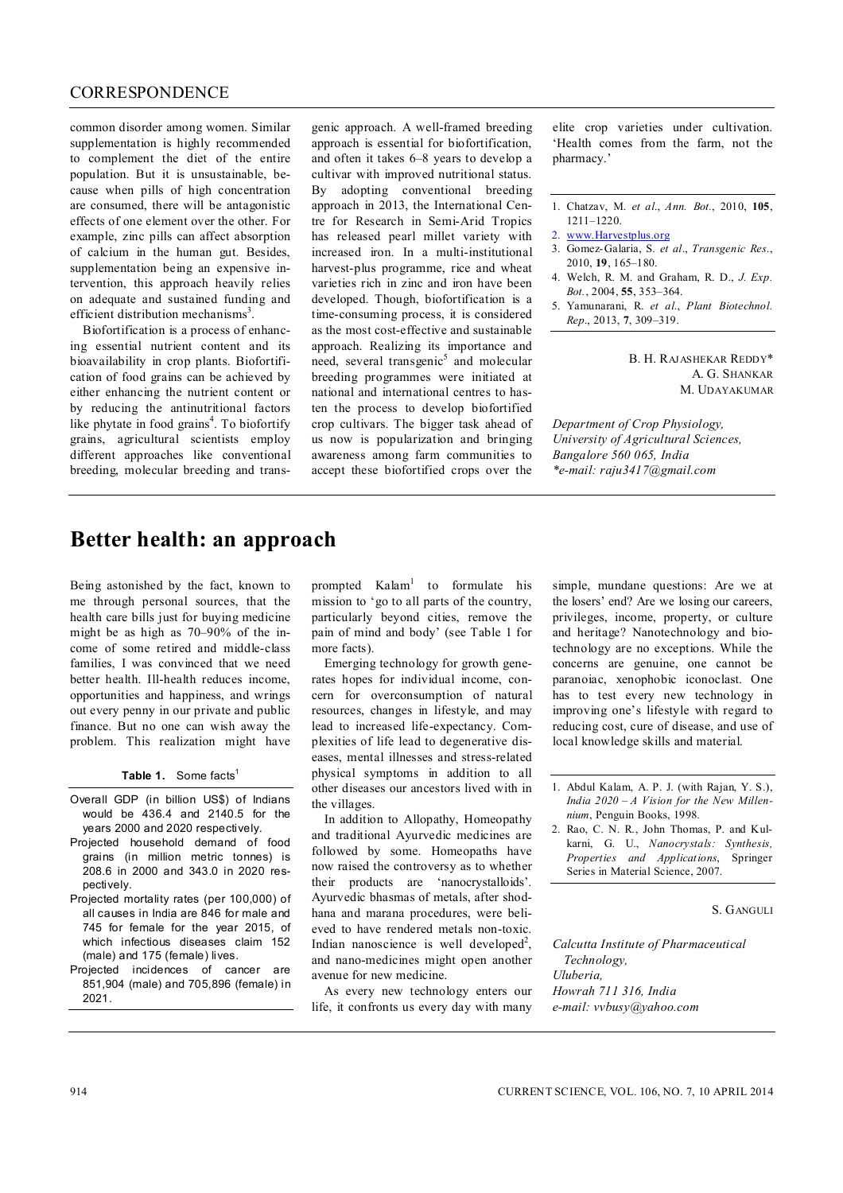common disorder among women. Similar supplementation is highly recommended to complement the diet of the entire population. But it is unsustainable, because when pills of high concentration are consumed, there will be antagonistic effects of one element over the other. For example, zinc pills can affect absorption of calcium in the human gut. Besides, supplementation being an expensive intervention, this approach heavily relies on adequate and sustained funding and efficient distribution mechanisms[3].

Biofortification is a process of enhancing essential nutrient content and its bioavailability in crop plants. Biofortification of food grains can be achieved by either enhancing the nutrient content or by reducing the antinutritional factors like phytate in food grains[4]. To biofortify grains, agricultural scientists employ different approaches like conventional breeding, molecular breeding and transgenic approach. A well-framed breeding approach is essential for biofortification, and often it takes 6–8 years to develop a cultivar with improved nutritional status. By adopting conventional breeding approach in 2013, the International Centre for Research in Semi-Arid Tropics has released pearl millet variety with increased iron. In a multi-institutional harvest-plus programme, rice and wheat varieties rich in zinc and iron have been developed. Though, biofortification is a time-consuming process, it is considered as the most cost-effective and sustainable approach. Realizing its importance and need, several transgenic[5] and molecular breeding programmes were initiated at national and international centres to hasten the process to develop biofortified crop cultivars. The bigger task ahead of us now is popularization and bringing awareness among farm communities to accept these biofortified crops over the elite crop varieties under cultivation. 'Health comes from the farm, not the pharmacy.'

1. Chatzav, M. *et al.*, *Ann. Bot.*, 2010, **105**, 1211–1220.
2. www.Harvestplus.org
3. Gomez-Galaria, S. *et al.*, *Transgenic Res.*, 2010, **19**, 165–180.
4. Welch, R. M. and Graham, R. D., *J. Exp. Bot.*, 2004, **55**, 353–364.
5. Yamunarani, R. *et al.*, *Plant Biotechnol. Rep.*, 2013, **7**, 309–319.

B. H. RAJASHEKAR REDDY*
A. G. SHANKAR
M. UDAYAKUMAR

*Department of Crop Physiology,*
*University of Agricultural Sciences,*
*Bangalore 560 065, India*
**e-mail: raju3417@gmail.com*

# Better health: an approach

Being astonished by the fact, known to me through personal sources, that the health care bills just for buying medicine might be as high as 70–90% of the income of some retired and middle-class families, I was convinced that we need better health. Ill-health reduces income, opportunities and happiness, and wrings out every penny in our private and public finance. But no one can wish away the problem. This realization might have prompted Kalam[1] to formulate his mission to 'go to all parts of the country, particularly beyond cities, remove the pain of mind and body' (see Table 1 for more facts).

**Table 1.** Some facts[1]

| |
|---|
| Overall GDP (in billion US$) of Indians would be 436.4 and 2140.5 for the years 2000 and 2020 respectively. |
| Projected household demand of food grains (in million metric tonnes) is 208.6 in 2000 and 343.0 in 2020 respectively. |
| Projected mortality rates (per 100,000) of all causes in India are 846 for male and 745 for female for the year 2015, of which infectious diseases claim 152 (male) and 175 (female) lives. |
| Projected incidences of cancer are 851,904 (male) and 705,896 (female) in 2021. |

Emerging technology for growth generates hopes for individual income, concern for overconsumption of natural resources, changes in lifestyle, and may lead to increased life-expectancy. Complexities of life lead to degenerative diseases, mental illnesses and stress-related physical symptoms in addition to all other diseases our ancestors lived with in the villages.

In addition to Allopathy, Homeopathy and traditional Ayurvedic medicines are followed by some. Homeopaths have now raised the controversy as to whether their products are 'nanocrystalloids'. Ayurvedic bhasmas of metals, after shodhana and marana procedures, were believed to have rendered metals non-toxic. Indian nanoscience is well developed[2], and nano-medicines might open another avenue for new medicine.

As every new technology enters our life, it confronts us every day with many simple, mundane questions: Are we at the losers' end? Are we losing our careers, privileges, income, property, or culture and heritage? Nanotechnology and biotechnology are no exceptions. While the concerns are genuine, one cannot be paranoiac, xenophobic iconoclast. One has to test every new technology in improving one's lifestyle with regard to reducing cost, cure of disease, and use of local knowledge skills and material.

1. Abdul Kalam, A. P. J. (with Rajan, Y. S.), *India 2020 – A Vision for the New Millennium*, Penguin Books, 1998.
2. Rao, C. N. R., John Thomas, P. and Kulkarni, G. U., *Nanocrystals: Synthesis, Properties and Applications*, Springer Series in Material Science, 2007.

S. GANGULI

*Calcutta Institute of Pharmaceutical Technology,*
*Uluberia,*
*Howrah 711 316, India*
*e-mail: vvbusy@yahoo.com*